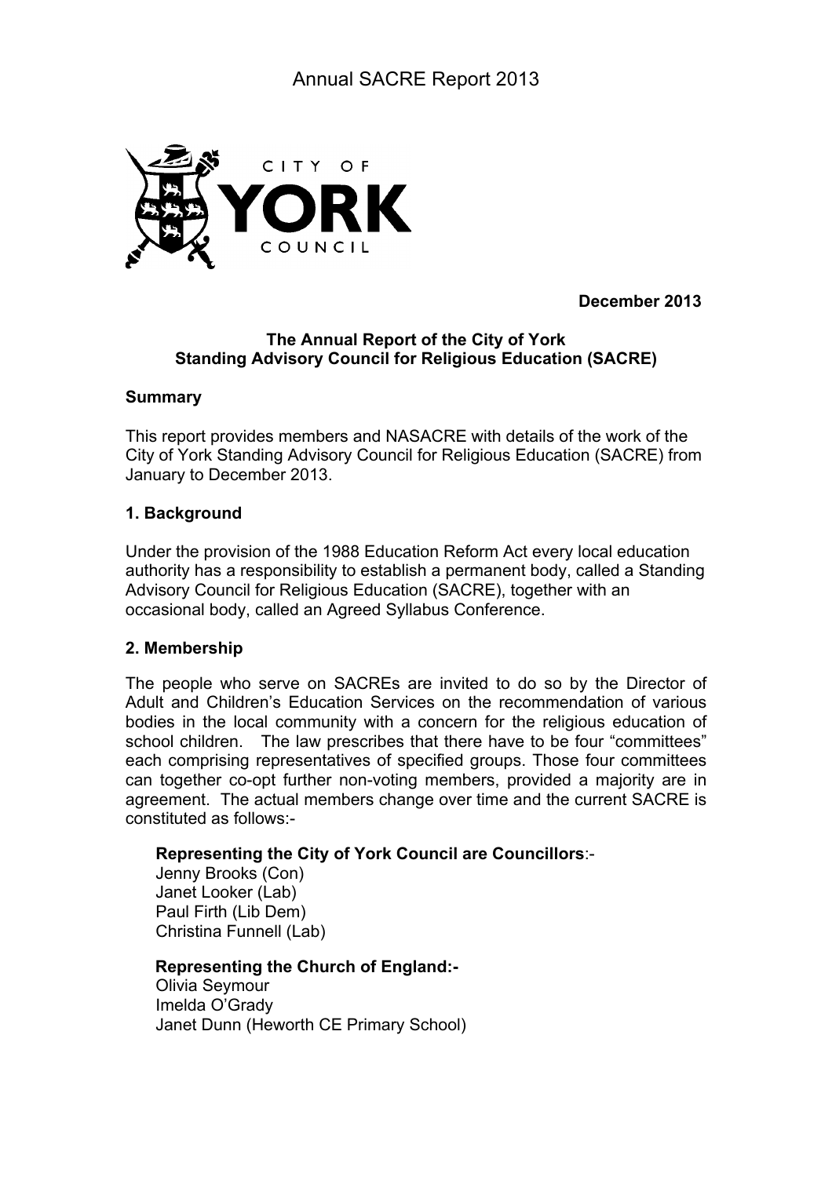# Annual SACRE Report 2013

**December 2013**

**The Annual Report of the City of York Standing Advisory Council for Religious Education (SACRE)**

**Summary**

This report provides members and NASACRE with details of the work of the City of York Standing Advisory Council for Religious Education (SACRE) from January to December 2013.

## 1. Background

Under the provision of the 1988 Education Reform Act every local education authority has a responsibility to establish a permanent body, called a Standing Advisory Council for Religious Education (SACRE), together with an occasional body, called an Agreed Syllabus Conference.

## 2. Membership

The people who serve on SACREs are invited to do so by the Director of Adult and Children's Education Services on the recommendation of various bodies in the local community with a concern for the religious education of school children. The law prescribes that there have to be four "committees" each comprising representatives of specified groups. Those four committees can together co-opt further non-voting members, provided a majority are in agreement. The actual members change over time and the current SACRE is constituted as follows:-

**Representing the City of York Council are Councillors**:-
Jenny Brooks (Con)
Janet Looker (Lab)
Paul Firth (Lib Dem)
Christina Funnell (Lab)

**Representing the Church of England:-**
Olivia Seymour
Imelda O'Grady
Janet Dunn (Heworth CE Primary School)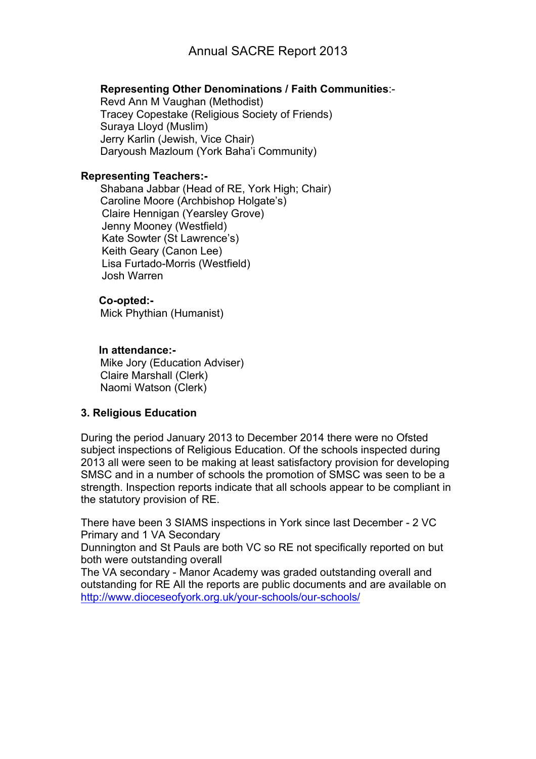**Representing Other Denominations / Faith Communities**:-

Revd Ann M Vaughan (Methodist)
Tracey Copestake (Religious Society of Friends)
Suraya Lloyd (Muslim)
Jerry Karlin (Jewish, Vice Chair)
Daryoush Mazloum (York Baha'i Community)

**Representing Teachers:-**

Shabana Jabbar (Head of RE, York High; Chair)
Caroline Moore (Archbishop Holgate's)
Claire Hennigan (Yearsley Grove)
Jenny Mooney (Westfield)
Kate Sowter (St Lawrence's)
Keith Geary (Canon Lee)
Lisa Furtado-Morris (Westfield)
Josh Warren

**Co-opted:-**

Mick Phythian (Humanist)

**In attendance:-**

Mike Jory (Education Adviser)
Claire Marshall (Clerk)
Naomi Watson (Clerk)

**3. Religious Education**

During the period January 2013 to December 2014 there were no Ofsted subject inspections of Religious Education. Of the schools inspected during 2013 all were seen to be making at least satisfactory provision for developing SMSC and in a number of schools the promotion of SMSC was seen to be a strength. Inspection reports indicate that all schools appear to be compliant in the statutory provision of RE.

There have been 3 SIAMS inspections in York since last December - 2 VC Primary and 1 VA Secondary
Dunnington and St Pauls are both VC so RE not specifically reported on but both were outstanding overall
The VA secondary - Manor Academy was graded outstanding overall and outstanding for RE All the reports are public documents and are available on http://www.dioceseofyork.org.uk/your-schools/our-schools/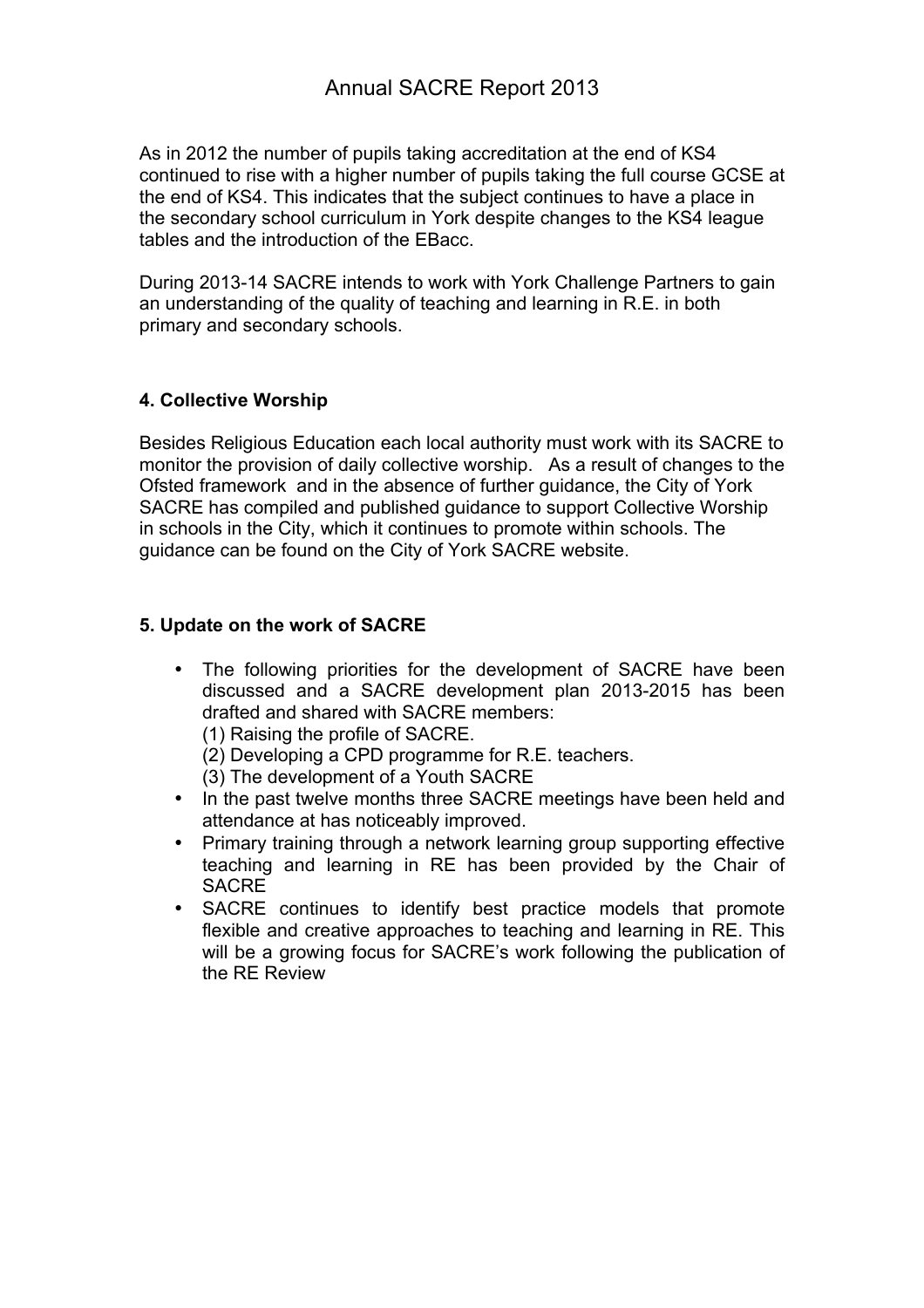As in 2012 the number of pupils taking accreditation at the end of KS4 continued to rise with a higher number of pupils taking the full course GCSE at the end of KS4. This indicates that the subject continues to have a place in the secondary school curriculum in York despite changes to the KS4 league tables and the introduction of the EBacc.

During 2013-14 SACRE intends to work with York Challenge Partners to gain an understanding of the quality of teaching and learning in R.E. in both primary and secondary schools.

#### 4. Collective Worship

Besides Religious Education each local authority must work with its SACRE to monitor the provision of daily collective worship. As a result of changes to the Ofsted framework and in the absence of further guidance, the City of York SACRE has compiled and published guidance to support Collective Worship in schools in the City, which it continues to promote within schools. The guidance can be found on the City of York SACRE website.

#### 5. Update on the work of SACRE

- The following priorities for the development of SACRE have been discussed and a SACRE development plan 2013-2015 has been drafted and shared with SACRE members:
  (1) Raising the profile of SACRE.
  (2) Developing a CPD programme for R.E. teachers.
  (3) The development of a Youth SACRE
- In the past twelve months three SACRE meetings have been held and attendance at has noticeably improved.
- Primary training through a network learning group supporting effective teaching and learning in RE has been provided by the Chair of SACRE
- SACRE continues to identify best practice models that promote flexible and creative approaches to teaching and learning in RE. This will be a growing focus for SACRE's work following the publication of the RE Review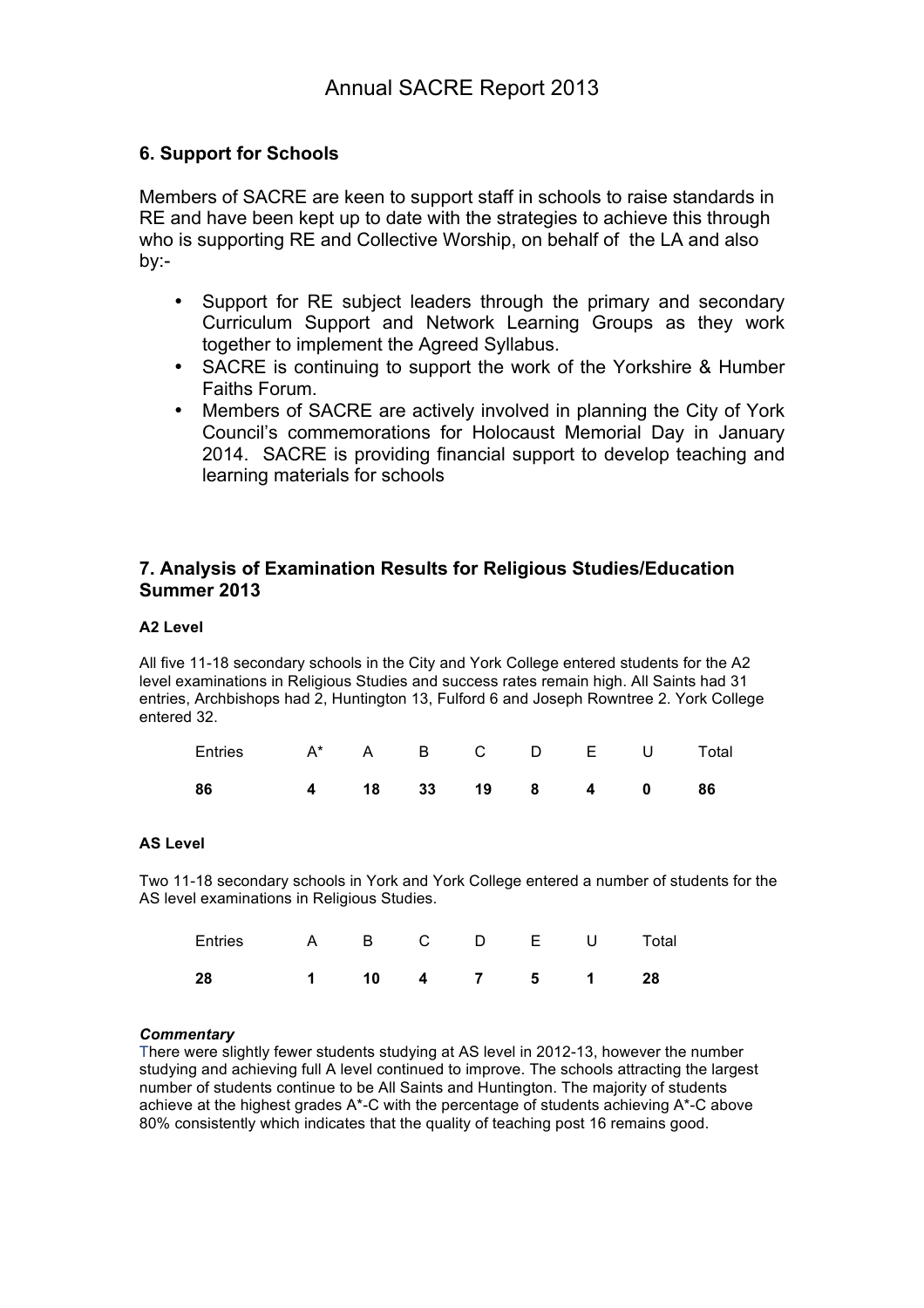## 6. Support for Schools

Members of SACRE are keen to support staff in schools to raise standards in RE and have been kept up to date with the strategies to achieve this through who is supporting RE and Collective Worship, on behalf of the LA and also by:-

- Support for RE subject leaders through the primary and secondary Curriculum Support and Network Learning Groups as they work together to implement the Agreed Syllabus.
- SACRE is continuing to support the work of the Yorkshire & Humber Faiths Forum.
- Members of SACRE are actively involved in planning the City of York Council's commemorations for Holocaust Memorial Day in January 2014. SACRE is providing financial support to develop teaching and learning materials for schools

## 7. Analysis of Examination Results for Religious Studies/Education Summer 2013

### A2 Level

All five 11-18 secondary schools in the City and York College entered students for the A2 level examinations in Religious Studies and success rates remain high. All Saints had 31 entries, Archbishops had 2, Huntington 13, Fulford 6 and Joseph Rowntree 2. York College entered 32.

| Entries | A* | A | B | C | D | E | U | Total |
|---|---|---|---|---|---|---|---|---|
| **86** | **4** | **18** | **33** | **19** | **8** | **4** | **0** | **86** |

### AS Level

Two 11-18 secondary schools in York and York College entered a number of students for the AS level examinations in Religious Studies.

| Entries | A | B | C | D | E | U | Total |
|---|---|---|---|---|---|---|---|
| **28** | **1** | **10** | **4** | **7** | **5** | **1** | **28** |

***Commentary***

There were slightly fewer students studying at AS level in 2012-13, however the number studying and achieving full A level continued to improve. The schools attracting the largest number of students continue to be All Saints and Huntington. The majority of students achieve at the highest grades A*-C with the percentage of students achieving A*-C above 80% consistently which indicates that the quality of teaching post 16 remains good.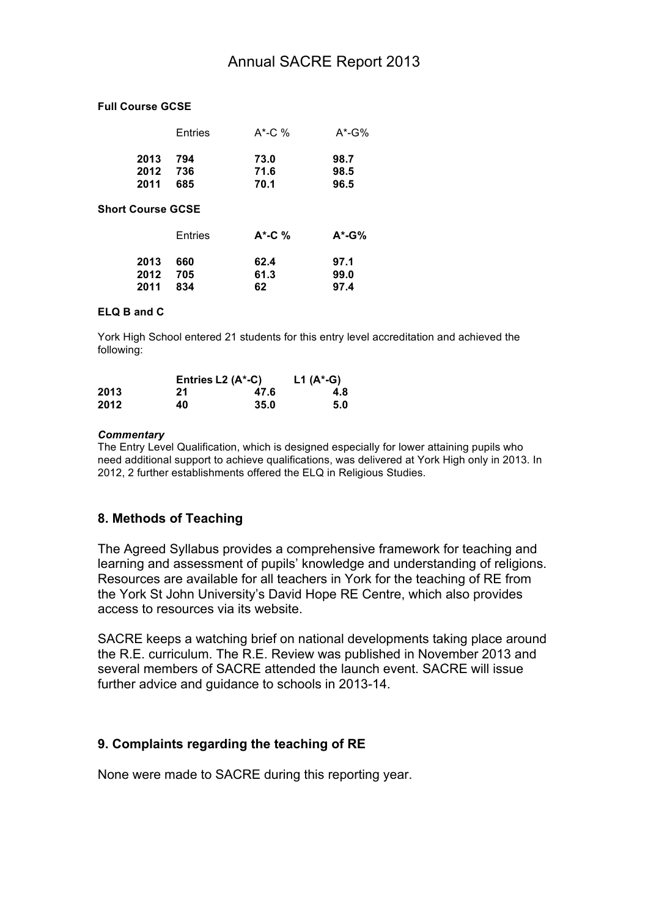**Full Course GCSE**

| | Entries | A*-C % | A*-G% |
|---|---|---|---|
| **2013** | **794** | **73.0** | **98.7** |
| **2012** | **736** | **71.6** | **98.5** |
| **2011** | **685** | **70.1** | **96.5** |

**Short Course GCSE**

| | Entries | **A*-C %** | **A*-G%** |
|---|---|---|---|
| **2013** | **660** | **62.4** | **97.1** |
| **2012** | **705** | **61.3** | **99.0** |
| **2011** | **834** | **62** | **97.4** |

**ELQ B and C**

York High School entered 21 students for this entry level accreditation and achieved the following:

| | **Entries** | **L2 (A*-C)** | **L1 (A*-G)** |
|---|---|---|---|
| **2013** | **21** | **47.6** | **4.8** |
| **2012** | **40** | **35.0** | **5.0** |

***Commentary***
The Entry Level Qualification, which is designed especially for lower attaining pupils who need additional support to achieve qualifications, was delivered at York High only in 2013. In 2012, 2 further establishments offered the ELQ in Religious Studies.

## 8. Methods of Teaching

The Agreed Syllabus provides a comprehensive framework for teaching and learning and assessment of pupils' knowledge and understanding of religions. Resources are available for all teachers in York for the teaching of RE from the York St John University's David Hope RE Centre, which also provides access to resources via its website.

SACRE keeps a watching brief on national developments taking place around the R.E. curriculum. The R.E. Review was published in November 2013 and several members of SACRE attended the launch event. SACRE will issue further advice and guidance to schools in 2013-14.

## 9. Complaints regarding the teaching of RE

None were made to SACRE during this reporting year.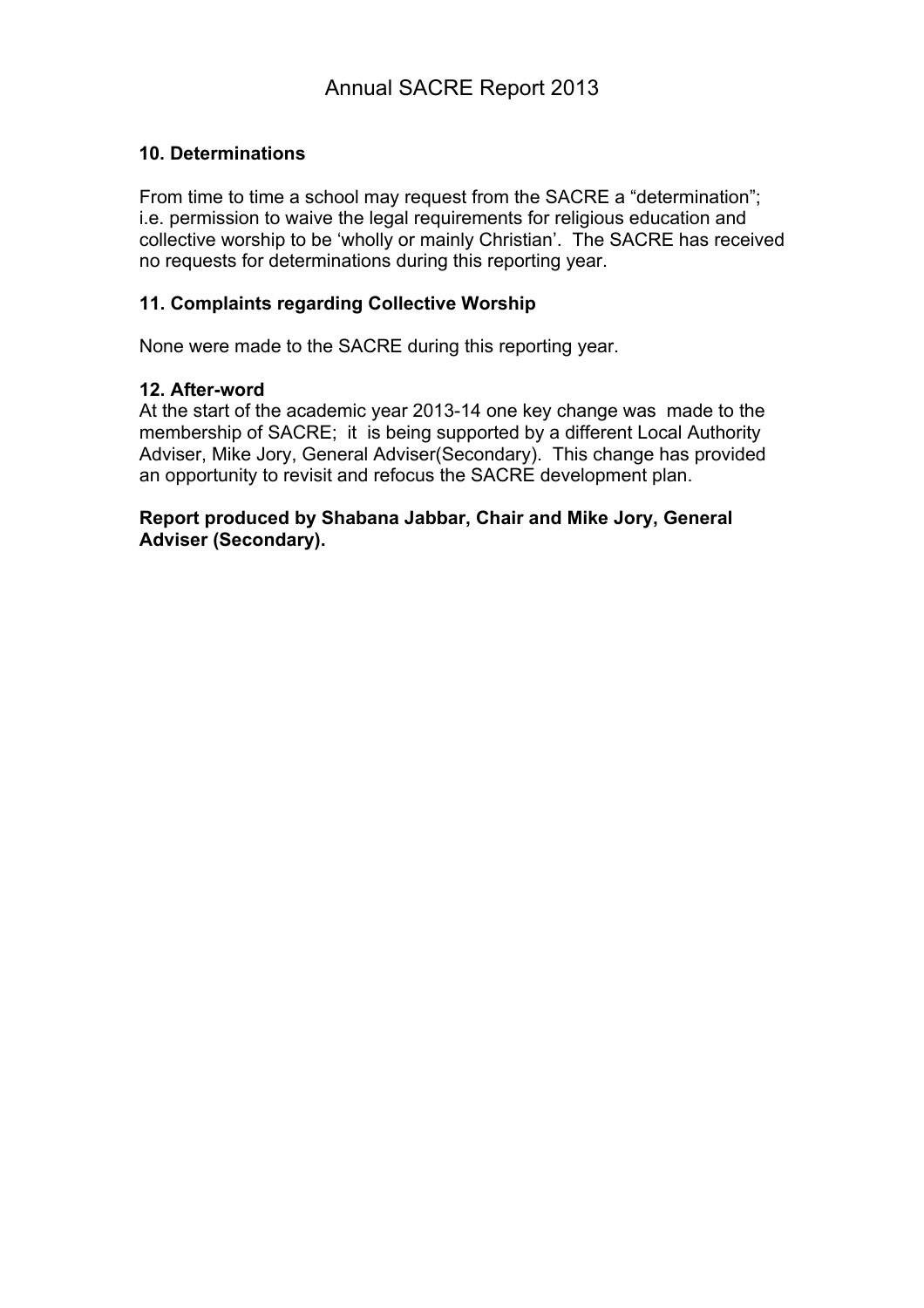### 10. Determinations

From time to time a school may request from the SACRE a "determination"; i.e. permission to waive the legal requirements for religious education and collective worship to be 'wholly or mainly Christian'. The SACRE has received no requests for determinations during this reporting year.

### 11. Complaints regarding Collective Worship

None were made to the SACRE during this reporting year.

### 12. After-word

At the start of the academic year 2013-14 one key change was made to the membership of SACRE; it is being supported by a different Local Authority Adviser, Mike Jory, General Adviser(Secondary). This change has provided an opportunity to revisit and refocus the SACRE development plan.

**Report produced by Shabana Jabbar, Chair and Mike Jory, General Adviser (Secondary).**